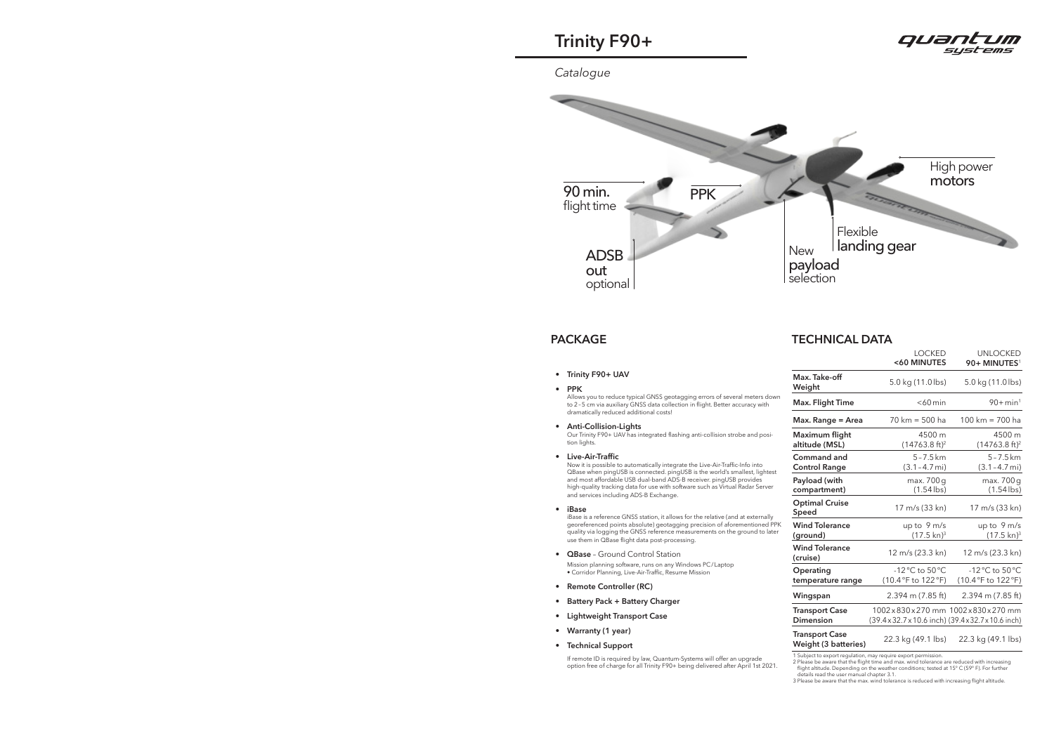# Trinity F90+

*Catalogue*

90 min. flight time

PPK

High power motors

ADSB out optional

New payload selection

Flexible landing gear

## PACKAGE

- **Trinity F90+ UAV**
- **PPK**
  Allows you to reduce typical GNSS geotagging errors of several meters down to 2–5 cm via auxiliary GNSS data collection in flight. Better accuracy with dramatically reduced additional costs!
- **Anti-Collision-Lights**
  Our Trinity F90+ UAV has integrated flashing anti-collision strobe and position lights.
- **Live-Air-Traffic**
  Now it is possible to automatically integrate the Live-Air-Traffic-Info into QBase when pingUSB is connected. pingUSB is the world's smallest, lightest and most affordable USB dual-band ADS-B receiver. pingUSB provides high-quality tracking data for use with software such as Virtual Radar Server and services including ADS-B Exchange.
- **iBase**
  iBase is a reference GNSS station, it allows for the relative (and at externally georeferenced points absolute) geotagging precision of aforementioned PPK quality via logging the GNSS reference measurements on the ground to later use them in QBase flight data post-processing.
- **QBase** – Ground Control Station
  Mission planning software, runs on any Windows PC/Laptop
  • Corridor Planning, Live-Air-Traffic, Resume Mission
- **Remote Controller (RC)**
- **Battery Pack + Battery Charger**
- **Lightweight Transport Case**
- **Warranty (1 year)**
- **Technical Support**

If remote ID is required by law, Quantum-Systems will offer an upgrade option free of charge for all Trinity F90+ being delivered after April 1st 2021.

## TECHNICAL DATA

| | LOCKED **<60 MINUTES** | UNLOCKED **90+ MINUTES**[1] |
|---|---|---|
| **Max. Take-off Weight** | 5.0 kg (11.0 lbs) | 5.0 kg (11.0 lbs) |
| **Max. Flight Time** | <60 min | 90+ min[1] |
| **Max. Range = Area** | 70 km = 500 ha | 100 km = 700 ha |
| **Maximum flight altitude (MSL)** | 4500 m (14763.8 ft)[2] | 4500 m (14763.8 ft)[2] |
| **Command and Control Range** | 5–7.5 km (3.1–4.7 mi) | 5–7.5 km (3.1–4.7 mi) |
| **Payload (with compartment)** | max. 700 g (1.54 lbs) | max. 700 g (1.54 lbs) |
| **Optimal Cruise Speed** | 17 m/s (33 kn) | 17 m/s (33 kn) |
| **Wind Tolerance (ground)** | up to 9 m/s (17.5 kn)[3] | up to 9 m/s (17.5 kn)[3] |
| **Wind Tolerance (cruise)** | 12 m/s (23.3 kn) | 12 m/s (23.3 kn) |
| **Operating temperature range** | -12 °C to 50 °C (10.4 °F to 122 °F) | -12 °C to 50 °C (10.4 °F to 122 °F) |
| **Wingspan** | 2.394 m (7.85 ft) | 2.394 m (7.85 ft) |
| **Transport Case Dimension** | 1002 x 830 x 270 mm (39.4 x 32.7 x 10.6 inch) | 1002 x 830 x 270 mm (39.4 x 32.7 x 10.6 inch) |
| **Transport Case Weight (3 batteries)** | 22.3 kg (49.1 lbs) | 22.3 kg (49.1 lbs) |

1 Subject to export regulation, may require export permission.
2 Please be aware that the flight time and max. wind tolerance are reduced with increasing flight altitude. Depending on the weather conditions; tested at 15° C (59° F). For further details read the user manual chapter 3.1.
3 Please be aware that the max. wind tolerance is reduced with increasing flight altitude.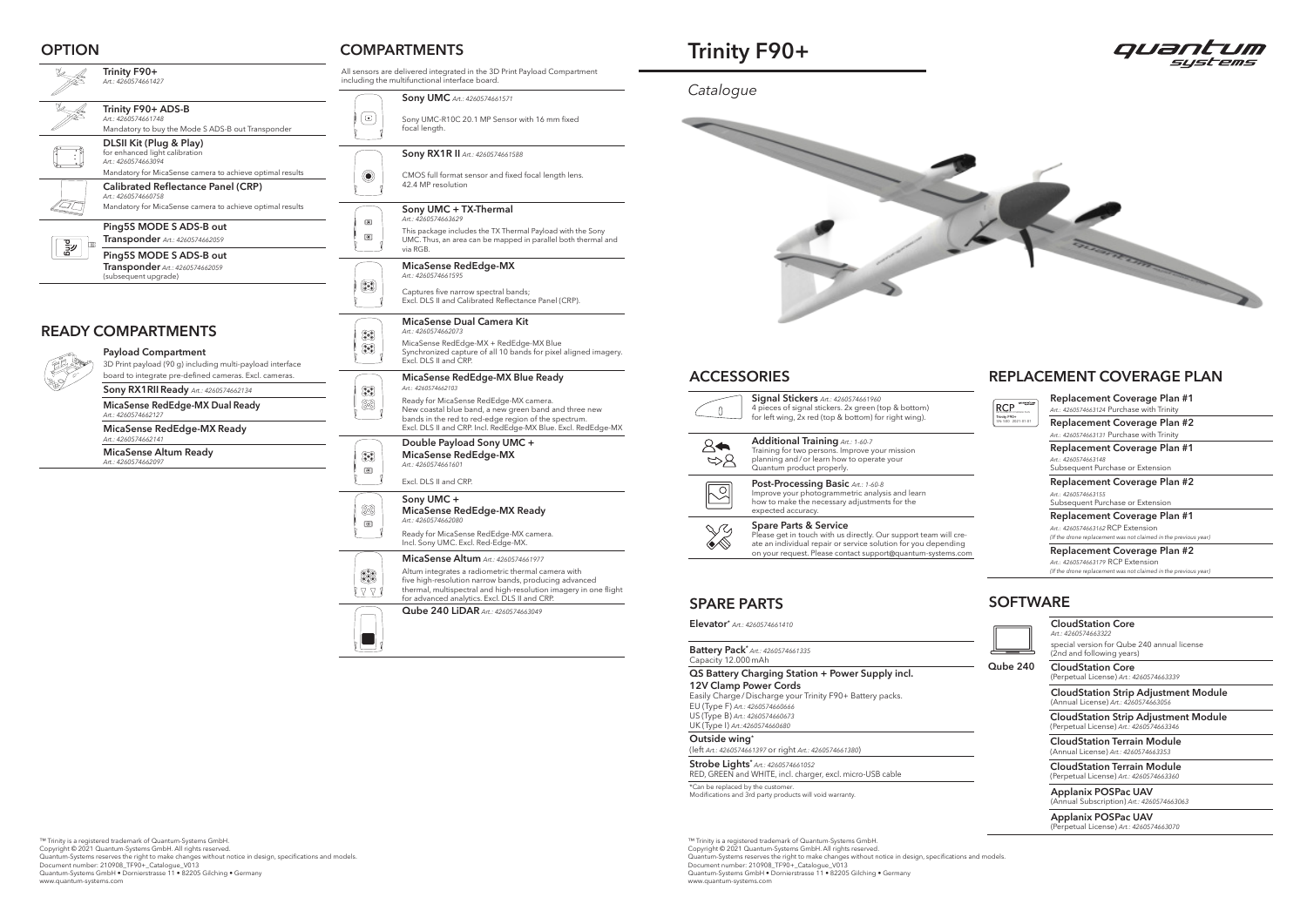## OPTION

**Trinity F90+**
*Art.: 4260574661427*

**Trinity F90+ ADS-B**
*Art.: 4260574661748*
Mandatory to buy the Mode S ADS-B out Transponder

**DLSII Kit (Plug & Play)**
for enhanced light calibration
*Art.: 4260574663094*
Mandatory for MicaSense camera to achieve optimal results

**Calibrated Reflectance Panel (CRP)**
*Art.: 4260574660758*
Mandatory for MicaSense camera to achieve optimal results

**Ping5S MODE S ADS-B out Transponder** *Art.: 4260574662059*

**Ping5S MODE S ADS-B out Transponder** *Art.: 4260574662059*
(subsequent upgrade)

## READY COMPARTMENTS

**Payload Compartment**
3D Print payload (90 g) including multi-payload interface board to integrate pre-defined cameras. Excl. cameras.

**Sony RX1RII Ready** *Art.: 4260574662134*

**MicaSense RedEdge-MX Dual Ready**
*Art.: 4260574662127*

**MicaSense RedEdge-MX Ready**
*Art.: 4260574662141*

**MicaSense Altum Ready**
*Art.: 4260574662097*

## COMPARTMENTS

All sensors are delivered integrated in the 3D Print Payload Compartment including the multifunctional interface board.

**Sony UMC** *Art.: 4260574661571*
Sony UMC-R10C 20.1 MP Sensor with 16 mm fixed focal length.

**Sony RX1R II** *Art.: 4260574661588*
CMOS full format sensor and fixed focal length lens. 42.4 MP resolution

**Sony UMC + TX-Thermal**
*Art.: 4260574663629*
This package includes the TX Thermal Payload with the Sony UMC. Thus, an area can be mapped in parallel both thermal and via RGB.

**MicaSense RedEdge-MX**
*Art.: 4260574661595*
Captures five narrow spectral bands; Excl. DLS II and Calibrated Reflectance Panel (CRP).

**MicaSense Dual Camera Kit**
*Art.: 4260574662073*
MicaSense RedEdge-MX + RedEdge-MX Blue Synchronized capture of all 10 bands for pixel aligned imagery. Excl. DLS II and CRP.

**MicaSense RedEdge-MX Blue Ready**
*Art.: 4260574662103*
Ready for MicaSense RedEdge-MX camera. New coastal blue band, a new green band and three new bands in the red to red-edge region of the spectrum. Excl. DLS II and CRP. Incl. RedEdge-MX Blue. Excl. RedEdge-MX

**Double Payload Sony UMC + MicaSense RedEdge-MX**
*Art.: 4260574661601*
Excl. DLS II and CRP.

**Sony UMC + MicaSense RedEdge-MX Ready**
*Art.: 4260574662080*
Ready for MicaSense RedEdge-MX camera. Incl. Sony UMC. Excl. Red-Edge-MX.

**MicaSense Altum** *Art.: 4260574661977*
Altum integrates a radiometric thermal camera with five high-resolution narrow bands, producing advanced thermal, multispectral and high-resolution imagery in one flight for advanced analytics. Excl. DLS II and CRP.

**Qube 240 LiDAR** *Art.: 4260574663049*

™ Trinity is a registered trademark of Quantum-Systems GmbH.
Copyright © 2021 Quantum-Systems GmbH. All rights reserved.
Quantum-Systems reserves the right to make changes without notice in design, specifications and models.
Document number: 210908_TF90+_Catalogue_V013
Quantum-Systems GmbH • Dornierstrasse 11 • 82205 Gilching • Germany
www.quantum-systems.com

# Trinity F90+

*Catalogue*

## ACCESSORIES

**Signal Stickers** *Art.: 4260574661960*
4 pieces of signal stickers. 2x green (top & bottom) for left wing, 2x red (top & bottom) for right wing).

**Additional Training** *Art.: 1-60-7*
Training for two persons. Improve your mission planning and / or learn how to operate your Quantum product properly.

**Post-Processing Basic** *Art.: 1-60-8*
Improve your photogrammetric analysis and learn how to make the necessary adjustments for the expected accuracy.

**Spare Parts & Service**
Please get in touch with us directly. Our support team will create an individual repair or service solution for you depending on your request. Please contact support@quantum-systems.com

## SPARE PARTS

**Elevator*** *Art.: 4260574661410*

**Battery Pack*** *Art.: 4260574661335*
Capacity 12.000 mAh

**QS Battery Charging Station + Power Supply incl. 12V Clamp Power Cords**
Easily Charge / Discharge your Trinity F90+ Battery packs.
EU (Type F) *Art.: 4260574660666*
US (Type B) *Art.: 4260574660673*
UK (Type I) *Art.:4260574660680*

**Outside wing***
(left *Art.: 4260574661397* or right *Art.: 4260574661380*)

**Strobe Lights*** *Art.: 4260574661052*
RED, GREEN and WHITE, incl. charger, excl. micro-USB cable

*Can be replaced by the customer.
Modifications and 3rd party products will void warranty.

## REPLACEMENT COVERAGE PLAN

**Replacement Coverage Plan #1**
*Art.: 4260574663124* Purchase with Trinity

**Replacement Coverage Plan #2**
*Art.: 4260574663131* Purchase with Trinity

**Replacement Coverage Plan #1**
*Art.: 4260574663148*
Subsequent Purchase or Extension

**Replacement Coverage Plan #2**
*Art.: 4260574663155*
Subsequent Purchase or Extension

**Replacement Coverage Plan #1**
*Art.: 4260574663162* RCP Extension
*(If the drone replacement was not claimed in the previous year)*

**Replacement Coverage Plan #2**
*Art.: 4260574663179* RCP Extension
*(If the drone replacement was not claimed in the previous year)*

## SOFTWARE

**CloudStation Core**
*Art.: 4260574663322*
special version for Qube 240 annual license (2nd and following years)

**Qube 240**

**CloudStation Core**
(Perpetual License) *Art.: 4260574663339*

**CloudStation Strip Adjustment Module**
(Annual License) *Art.: 4260574663056*

**CloudStation Strip Adjustment Module**
(Perpetual License) *Art.: 4260574663346*

**CloudStation Terrain Module**
(Annual License) *Art.: 4260574663353*

**CloudStation Terrain Module**
(Perpetual License) *Art.: 4260574663360*

**Applanix POSPac UAV**
(Annual Subscription) *Art.: 4260574663063*

**Applanix POSPac UAV**
(Perpetual License) *Art.: 4260574663070*

™ Trinity is a registered trademark of Quantum-Systems GmbH.
Copyright © 2021 Quantum-Systems GmbH. All rights reserved.
Quantum-Systems reserves the right to make changes without notice in design, specifications and models.
Document number: 210908_TF90+_Catalogue_V013
Quantum-Systems GmbH • Dornierstrasse 11 • 82205 Gilching • Germany
www.quantum-systems.com